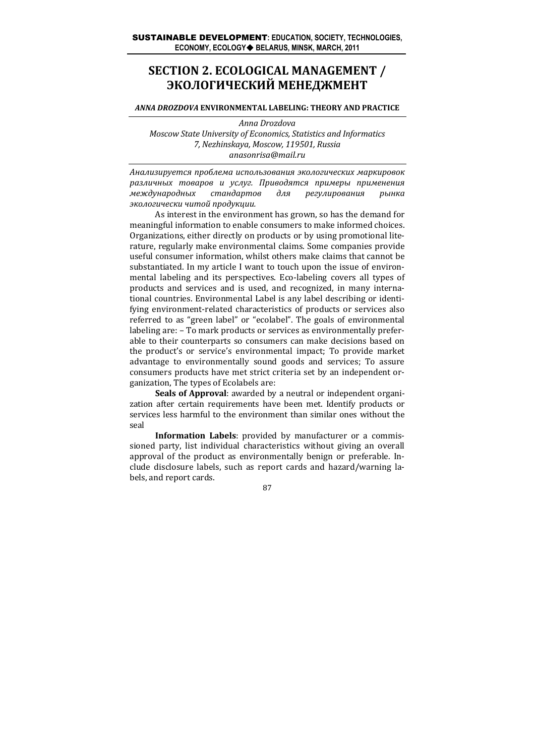# SECTION 2. ECOLOGICAL MANAGEMENT / ЭКОЛОГИЧЕСКИЙ МЕНЕДЖМЕНТ

## *ANNA DROZDOVA* ENVIRONMENTAL LABELING: THEORY AND PRACTICE

*Anna Drozdova*
*Moscow State University of Economics, Statistics and Informatics*
*7, Nezhinskaya, Moscow, 119501, Russia*
*anasonrisa@mail.ru*

*Анализируется проблема использования экологических маркировок различных товаров и услуг. Приводятся примеры применения международных стандартов для регулирования рынка экологически читой продукции.*

As interest in the environment has grown, so has the demand for meaningful information to enable consumers to make informed choices. Organizations, either directly on products or by using promotional literature, regularly make environmental claims. Some companies provide useful consumer information, whilst others make claims that cannot be substantiated. In my article I want to touch upon the issue of environmental labeling and its perspectives. Eco-labeling covers all types of products and services and is used, and recognized, in many international countries. Environmental Label is any label describing or identifying environment-related characteristics of products or services also referred to as "green label" or "ecolabel". The goals of environmental labeling are: – To mark products or services as environmentally preferable to their counterparts so consumers can make decisions based on the product's or service's environmental impact; To provide market advantage to environmentally sound goods and services; To assure consumers products have met strict criteria set by an independent organization, The types of Ecolabels are:

**Seals of Approval**: awarded by a neutral or independent organization after certain requirements have been met. Identify products or services less harmful to the environment than similar ones without the seal

**Information Labels**: provided by manufacturer or a commissioned party, list individual characteristics without giving an overall approval of the product as environmentally benign or preferable. Include disclosure labels, such as report cards and hazard/warning labels, and report cards.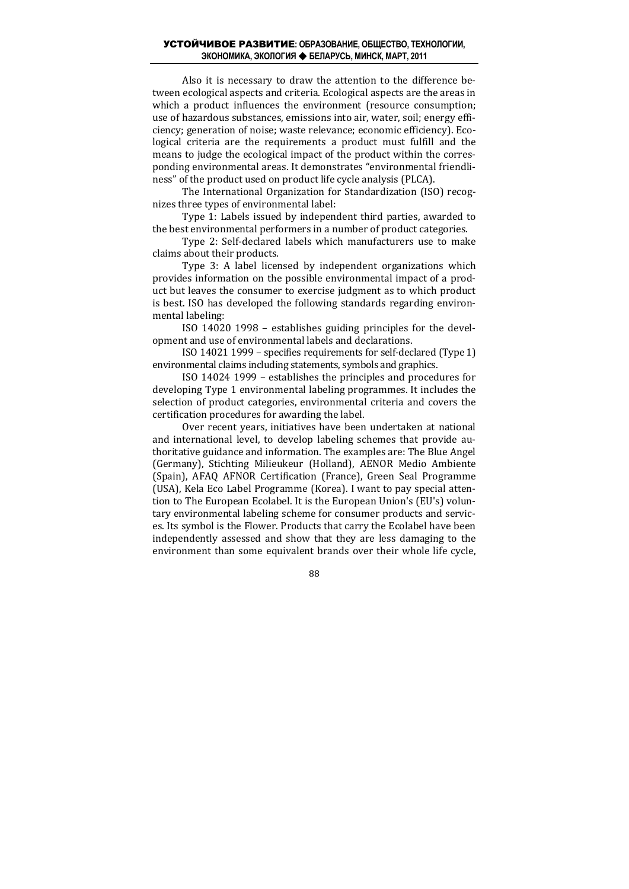Also it is necessary to draw the attention to the difference between ecological aspects and criteria. Ecological aspects are the areas in which a product influences the environment (resource consumption; use of hazardous substances, emissions into air, water, soil; energy efficiency; generation of noise; waste relevance; economic efficiency). Ecological criteria are the requirements a product must fulfill and the means to judge the ecological impact of the product within the corresponding environmental areas. It demonstrates "environmental friendliness" of the product used on product life cycle analysis (PLCA).

The International Organization for Standardization (ISO) recognizes three types of environmental label:

Type 1: Labels issued by independent third parties, awarded to the best environmental performers in a number of product categories.

Type 2: Self-declared labels which manufacturers use to make claims about their products.

Type 3: A label licensed by independent organizations which provides information on the possible environmental impact of a product but leaves the consumer to exercise judgment as to which product is best. ISO has developed the following standards regarding environmental labeling:

ISO 14020 1998 – establishes guiding principles for the development and use of environmental labels and declarations.

ISO 14021 1999 – specifies requirements for self-declared (Type 1) environmental claims including statements, symbols and graphics.

ISO 14024 1999 – establishes the principles and procedures for developing Type 1 environmental labeling programmes. It includes the selection of product categories, environmental criteria and covers the certification procedures for awarding the label.

Over recent years, initiatives have been undertaken at national and international level, to develop labeling schemes that provide authoritative guidance and information. The examples are: The Blue Angel (Germany), Stichting Milieukeur (Holland), AENOR Medio Ambiente (Spain), AFAQ AFNOR Certification (France), Green Seal Programme (USA), Kela Eco Label Programme (Korea). I want to pay special attention to The European Ecolabel. It is the European Union's (EU's) voluntary environmental labeling scheme for consumer products and services. Its symbol is the Flower. Products that carry the Ecolabel have been independently assessed and show that they are less damaging to the environment than some equivalent brands over their whole life cycle,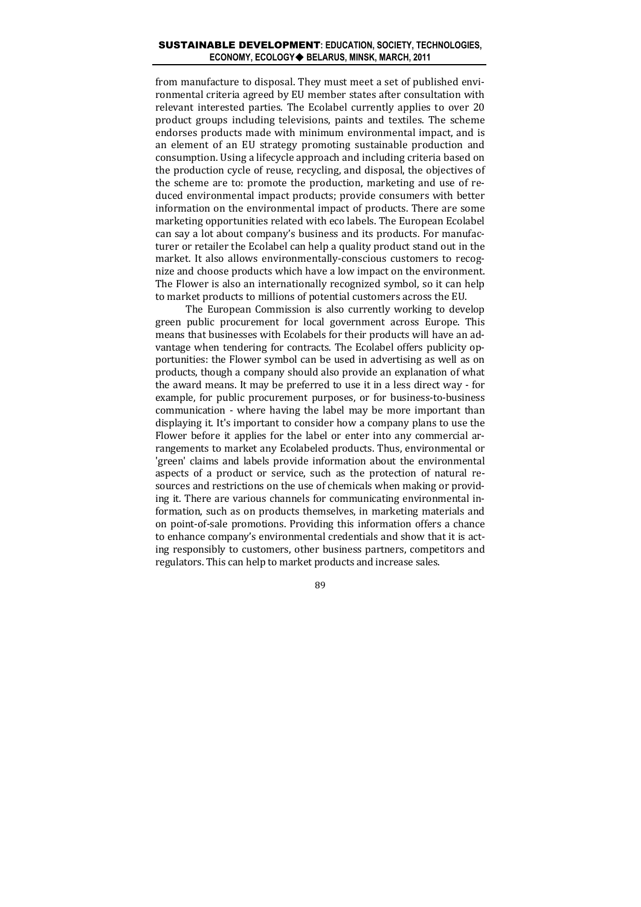from manufacture to disposal. They must meet a set of published environmental criteria agreed by EU member states after consultation with relevant interested parties. The Ecolabel currently applies to over 20 product groups including televisions, paints and textiles. The scheme endorses products made with minimum environmental impact, and is an element of an EU strategy promoting sustainable production and consumption. Using a lifecycle approach and including criteria based on the production cycle of reuse, recycling, and disposal, the objectives of the scheme are to: promote the production, marketing and use of reduced environmental impact products; provide consumers with better information on the environmental impact of products. There are some marketing opportunities related with eco labels. The European Ecolabel can say a lot about company's business and its products. For manufacturer or retailer the Ecolabel can help a quality product stand out in the market. It also allows environmentally-conscious customers to recognize and choose products which have a low impact on the environment. The Flower is also an internationally recognized symbol, so it can help to market products to millions of potential customers across the EU.

The European Commission is also currently working to develop green public procurement for local government across Europe. This means that businesses with Ecolabels for their products will have an advantage when tendering for contracts. The Ecolabel offers publicity opportunities: the Flower symbol can be used in advertising as well as on products, though a company should also provide an explanation of what the award means. It may be preferred to use it in a less direct way - for example, for public procurement purposes, or for business-to-business communication - where having the label may be more important than displaying it. It's important to consider how a company plans to use the Flower before it applies for the label or enter into any commercial arrangements to market any Ecolabeled products. Thus, environmental or 'green' claims and labels provide information about the environmental aspects of a product or service, such as the protection of natural resources and restrictions on the use of chemicals when making or providing it. There are various channels for communicating environmental information, such as on products themselves, in marketing materials and on point-of-sale promotions. Providing this information offers a chance to enhance company's environmental credentials and show that it is acting responsibly to customers, other business partners, competitors and regulators. This can help to market products and increase sales.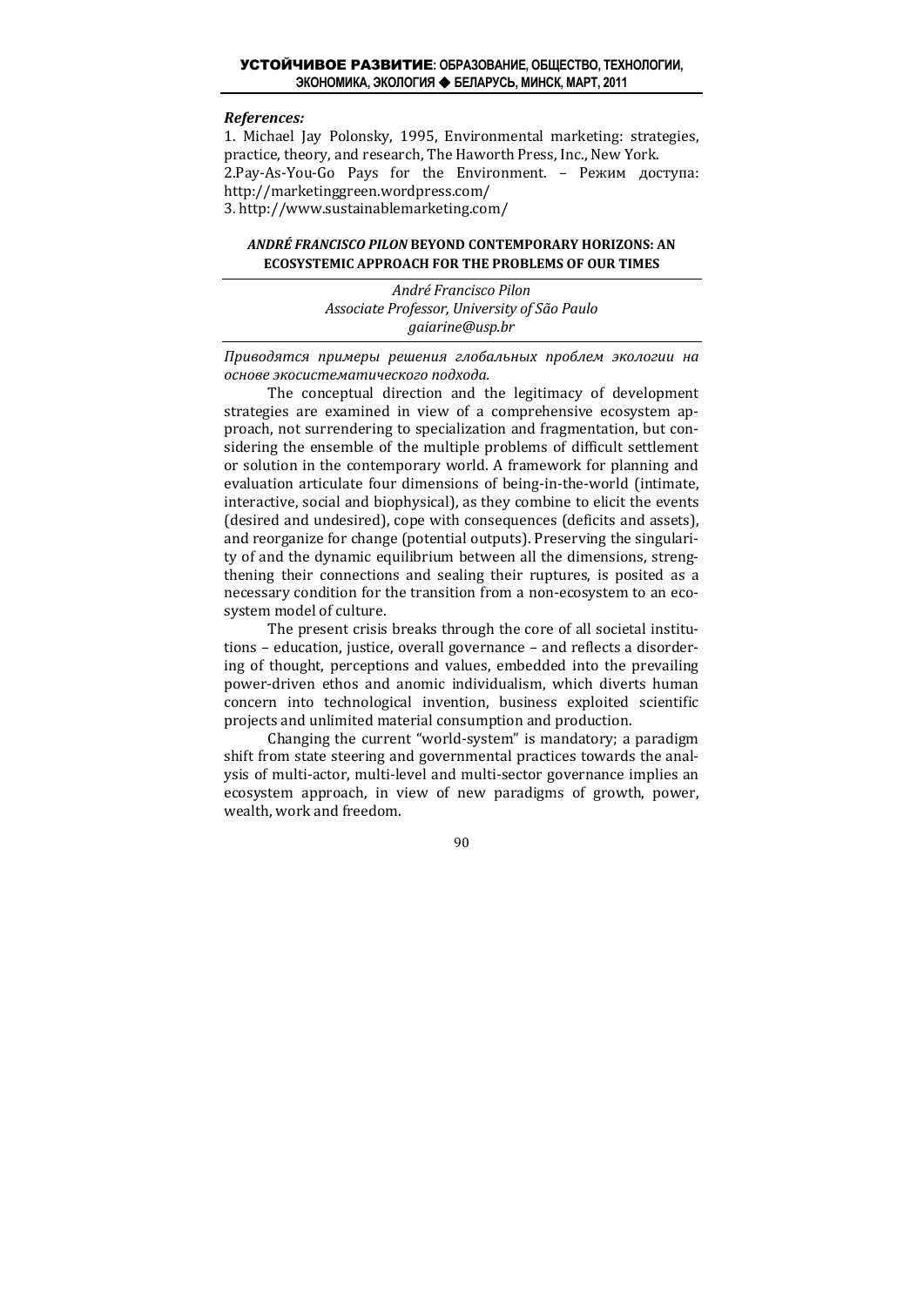***References:***

1. Michael Jay Polonsky, 1995, Environmental marketing: strategies, practice, theory, and research, The Haworth Press, Inc., New York.
2. Pay-As-You-Go Pays for the Environment. – Режим доступа: http://marketinggreen.wordpress.com/
3. http://www.sustainablemarketing.com/

## *ANDRÉ FRANCISCO PILON* BEYOND CONTEMPORARY HORIZONS: AN ECOSYSTEMIC APPROACH FOR THE PROBLEMS OF OUR TIMES

*André Francisco Pilon*
*Associate Professor, University of São Paulo*
*gaiarine@usp.br*

*Приводятся примеры решения глобальных проблем экологии на основе экосистематического подхода.*

The conceptual direction and the legitimacy of development strategies are examined in view of a comprehensive ecosystem approach, not surrendering to specialization and fragmentation, but considering the ensemble of the multiple problems of difficult settlement or solution in the contemporary world. A framework for planning and evaluation articulate four dimensions of being-in-the-world (intimate, interactive, social and biophysical), as they combine to elicit the events (desired and undesired), cope with consequences (deficits and assets), and reorganize for change (potential outputs). Preserving the singularity of and the dynamic equilibrium between all the dimensions, strengthening their connections and sealing their ruptures, is posited as a necessary condition for the transition from a non-ecosystem to an ecosystem model of culture.

The present crisis breaks through the core of all societal institutions – education, justice, overall governance – and reflects a disordering of thought, perceptions and values, embedded into the prevailing power-driven ethos and anomic individualism, which diverts human concern into technological invention, business exploited scientific projects and unlimited material consumption and production.

Changing the current "world-system" is mandatory; a paradigm shift from state steering and governmental practices towards the analysis of multi-actor, multi-level and multi-sector governance implies an ecosystem approach, in view of new paradigms of growth, power, wealth, work and freedom.